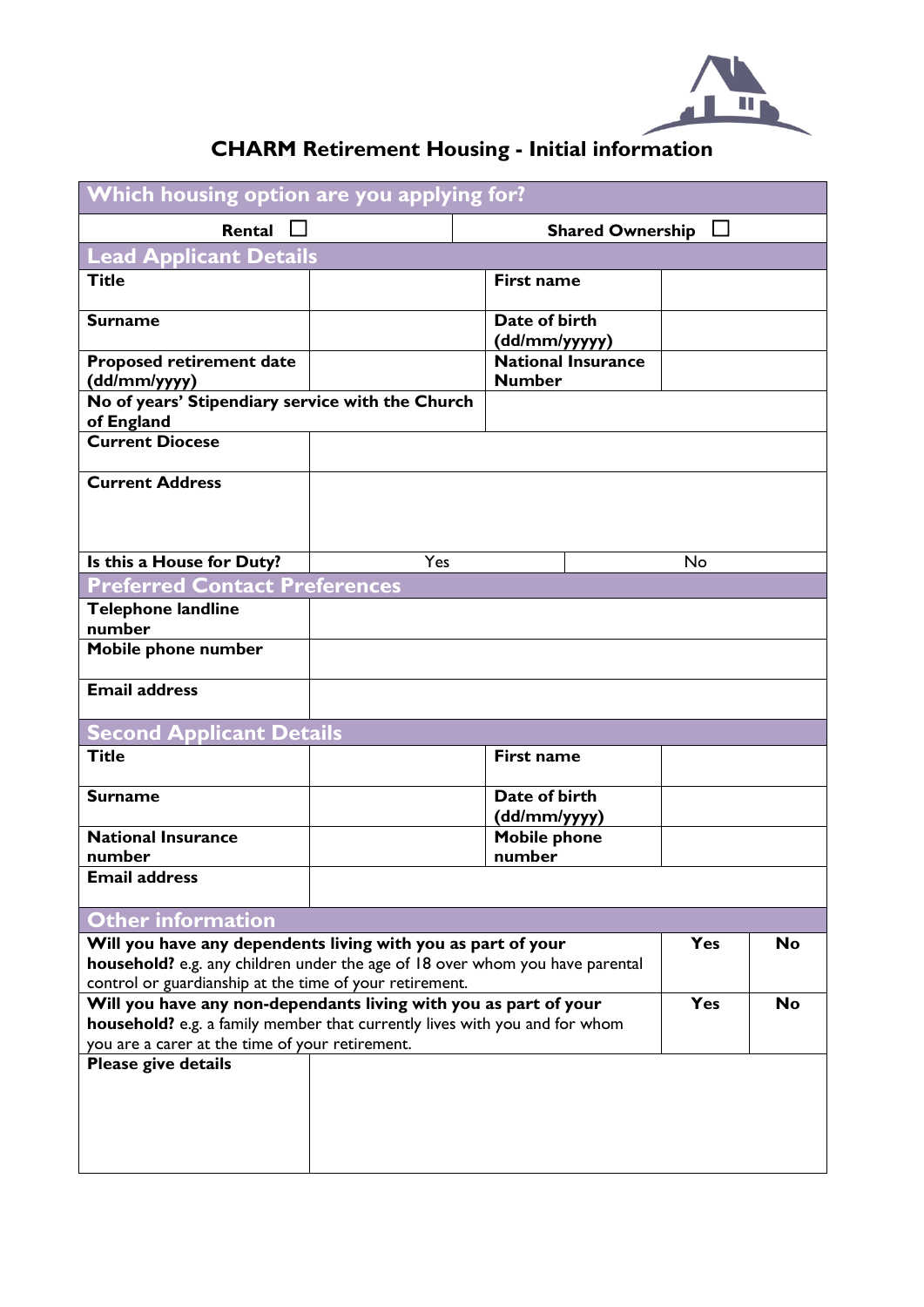# CHARM Retirement Housing - Initial information

## Which housing option are you applying for?

| Rental ☐ | Shared Ownership ☐ |
|---|---|

## Lead Applicant Details

| Title | | First name | |
|---|---|---|---|
| Surname | | Date of birth (dd/mm/yyyyy) | |
| Proposed retirement date (dd/mm/yyyy) | | National Insurance Number | |
| No of years' Stipendiary service with the Church of England | | | |
| Current Diocese | | | |
| Current Address | | | |
| Is this a House for Duty? | Yes | | No |

## Preferred Contact Preferences

| Telephone landline number | |
|---|---|
| Mobile phone number | |
| Email address | |

## Second Applicant Details

| Title | | First name | |
|---|---|---|---|
| Surname | | Date of birth (dd/mm/yyyy) | |
| National Insurance number | | Mobile phone number | |
| Email address | | | |

## Other information

| | Yes | No |
|---|---|---|
| **Will you have any dependents living with you as part of your household?** e.g. any children under the age of 18 over whom you have parental control or guardianship at the time of your retirement. | Yes | No |
| **Will you have any non-dependants living with you as part of your household?** e.g. a family member that currently lives with you and for whom you are a carer at the time of your retirement. | Yes | No |
| **Please give details** | | |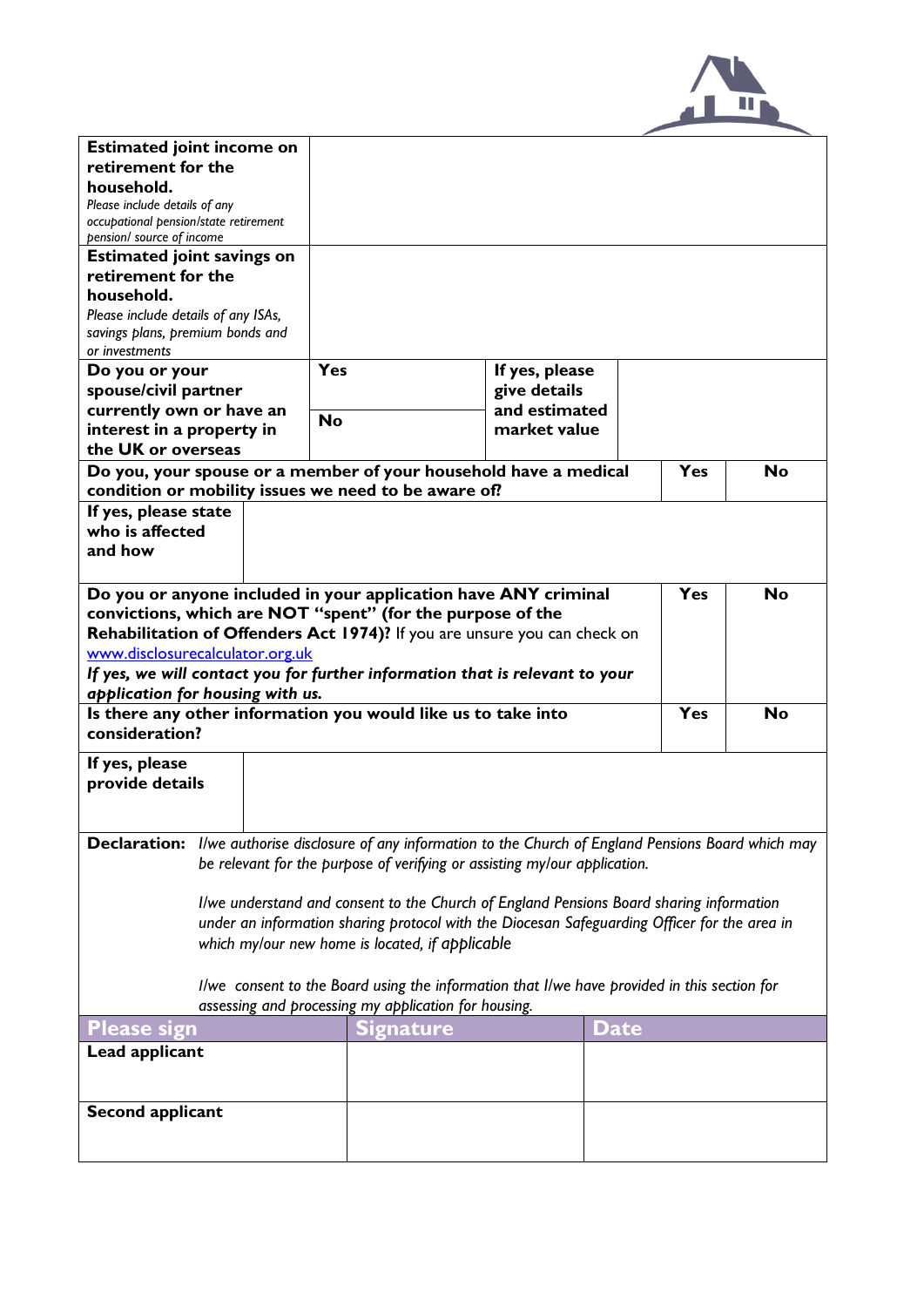| | |
|---|---|
| **Estimated joint income on retirement for the household.** *Please include details of any occupational pension/state retirement pension/ source of income* | |
| **Estimated joint savings on retirement for the household.** *Please include details of any ISAs, savings plans, premium bonds and or investments* | |

| | | | |
|---|---|---|---|
| **Do you or your spouse/civil partner currently own or have an interest in a property in the UK or overseas** | **Yes** | **If yes, please give details and estimated market value** | |
| | **No** | | |

| | | |
|---|---|---|
| **Do you, your spouse or a member of your household have a medical condition or mobility issues we need to be aware of?** | **Yes** | **No** |

| | |
|---|---|
| **If yes, please state who is affected and how** | |

| | | |
|---|---|---|
| **Do you or anyone included in your application have ANY criminal convictions, which are NOT "spent" (for the purpose of the Rehabilitation of Offenders Act 1974)?** If you are unsure you can check on www.disclosurecalculator.org.uk ***If yes, we will contact you for further information that is relevant to your application for housing with us.*** | **Yes** | **No** |
| **Is there any other information you would like us to take into consideration?** | **Yes** | **No** |

| | |
|---|---|
| **If yes, please provide details** | |

**Declaration:** *I/we authorise disclosure of any information to the Church of England Pensions Board which may be relevant for the purpose of verifying or assisting my/our application.*

*I/we understand and consent to the Church of England Pensions Board sharing information under an information sharing protocol with the Diocesan Safeguarding Officer for the area in which my/our new home is located, if applicable*

*I/we consent to the Board using the information that I/we have provided in this section for assessing and processing my application for housing.*

| Please sign | Signature | Date |
|---|---|---|
| **Lead applicant** | | |
| **Second applicant** | | |